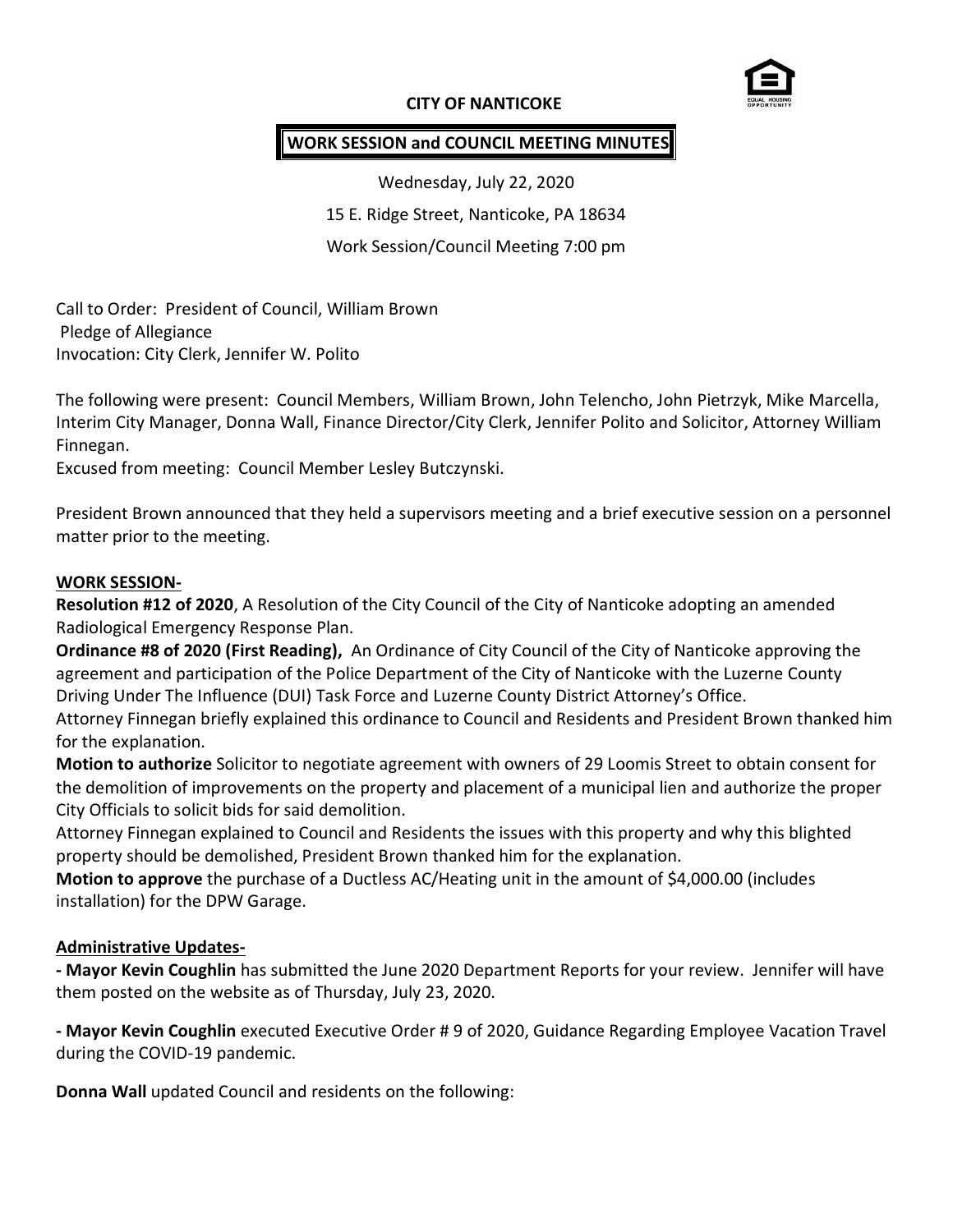# CITY OF NANTICOKE

## WORK SESSION and COUNCIL MEETING MINUTES

Wednesday, July 22, 2020

15 E. Ridge Street, Nanticoke, PA 18634

Work Session/Council Meeting 7:00 pm

Call to Order: President of Council, William Brown
Pledge of Allegiance
Invocation: City Clerk, Jennifer W. Polito

The following were present: Council Members, William Brown, John Telencho, John Pietrzyk, Mike Marcella, Interim City Manager, Donna Wall, Finance Director/City Clerk, Jennifer Polito and Solicitor, Attorney William Finnegan.
Excused from meeting: Council Member Lesley Butczynski.

President Brown announced that they held a supervisors meeting and a brief executive session on a personnel matter prior to the meeting.

### WORK SESSION-

**Resolution #12 of 2020**, A Resolution of the City Council of the City of Nanticoke adopting an amended Radiological Emergency Response Plan.

**Ordinance #8 of 2020 (First Reading),** An Ordinance of City Council of the City of Nanticoke approving the agreement and participation of the Police Department of the City of Nanticoke with the Luzerne County Driving Under The Influence (DUI) Task Force and Luzerne County District Attorney's Office.
Attorney Finnegan briefly explained this ordinance to Council and Residents and President Brown thanked him for the explanation.

**Motion to authorize** Solicitor to negotiate agreement with owners of 29 Loomis Street to obtain consent for the demolition of improvements on the property and placement of a municipal lien and authorize the proper City Officials to solicit bids for said demolition.
Attorney Finnegan explained to Council and Residents the issues with this property and why this blighted property should be demolished, President Brown thanked him for the explanation.

**Motion to approve** the purchase of a Ductless AC/Heating unit in the amount of $4,000.00 (includes installation) for the DPW Garage.

### Administrative Updates-

**- Mayor Kevin Coughlin** has submitted the June 2020 Department Reports for your review. Jennifer will have them posted on the website as of Thursday, July 23, 2020.

**- Mayor Kevin Coughlin** executed Executive Order # 9 of 2020, Guidance Regarding Employee Vacation Travel during the COVID-19 pandemic.

**Donna Wall** updated Council and residents on the following: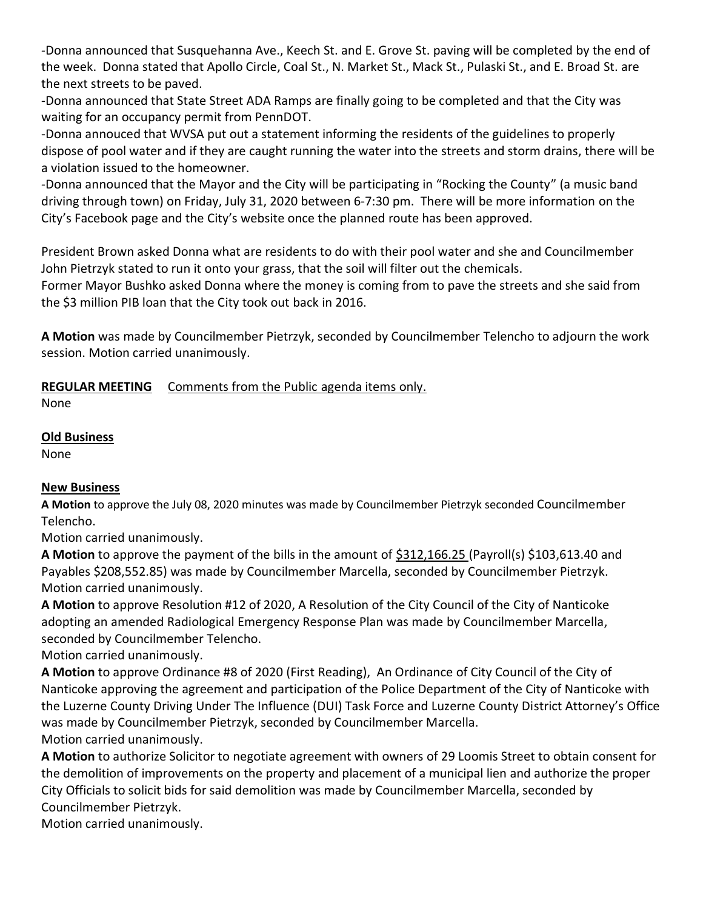-Donna announced that Susquehanna Ave., Keech St. and E. Grove St. paving will be completed by the end of the week. Donna stated that Apollo Circle, Coal St., N. Market St., Mack St., Pulaski St., and E. Broad St. are the next streets to be paved.

-Donna announced that State Street ADA Ramps are finally going to be completed and that the City was waiting for an occupancy permit from PennDOT.

-Donna annouced that WVSA put out a statement informing the residents of the guidelines to properly dispose of pool water and if they are caught running the water into the streets and storm drains, there will be a violation issued to the homeowner.

-Donna announced that the Mayor and the City will be participating in "Rocking the County" (a music band driving through town) on Friday, July 31, 2020 between 6-7:30 pm. There will be more information on the City's Facebook page and the City's website once the planned route has been approved.

President Brown asked Donna what are residents to do with their pool water and she and Councilmember John Pietrzyk stated to run it onto your grass, that the soil will filter out the chemicals.
Former Mayor Bushko asked Donna where the money is coming from to pave the streets and she said from the $3 million PIB loan that the City took out back in 2016.

**A Motion** was made by Councilmember Pietrzyk, seconded by Councilmember Telencho to adjourn the work session. Motion carried unanimously.

**REGULAR MEETING** Comments from the Public agenda items only.
None

**Old Business**
None

**New Business**

**A Motion** to approve the July 08, 2020 minutes was made by Councilmember Pietrzyk seconded Councilmember Telencho.
Motion carried unanimously.

**A Motion** to approve the payment of the bills in the amount of $312,166.25 (Payroll(s) $103,613.40 and Payables $208,552.85) was made by Councilmember Marcella, seconded by Councilmember Pietrzyk.
Motion carried unanimously.

**A Motion** to approve Resolution #12 of 2020, A Resolution of the City Council of the City of Nanticoke adopting an amended Radiological Emergency Response Plan was made by Councilmember Marcella, seconded by Councilmember Telencho.
Motion carried unanimously.

**A Motion** to approve Ordinance #8 of 2020 (First Reading), An Ordinance of City Council of the City of Nanticoke approving the agreement and participation of the Police Department of the City of Nanticoke with the Luzerne County Driving Under The Influence (DUI) Task Force and Luzerne County District Attorney's Office was made by Councilmember Pietrzyk, seconded by Councilmember Marcella.
Motion carried unanimously.

**A Motion** to authorize Solicitor to negotiate agreement with owners of 29 Loomis Street to obtain consent for the demolition of improvements on the property and placement of a municipal lien and authorize the proper City Officials to solicit bids for said demolition was made by Councilmember Marcella, seconded by Councilmember Pietrzyk.
Motion carried unanimously.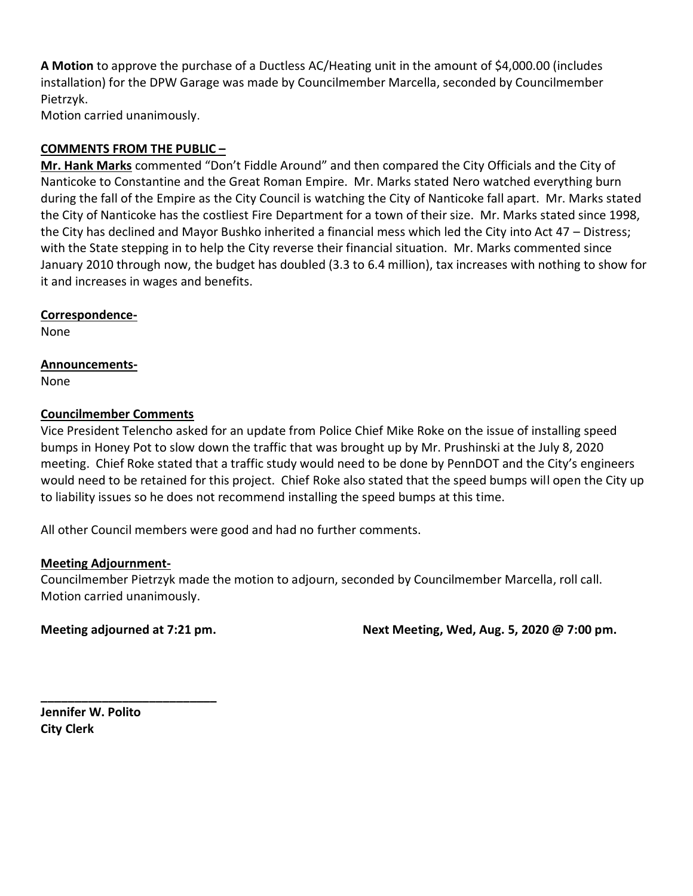**A Motion** to approve the purchase of a Ductless AC/Heating unit in the amount of $4,000.00 (includes installation) for the DPW Garage was made by Councilmember Marcella, seconded by Councilmember Pietrzyk.
Motion carried unanimously.

**COMMENTS FROM THE PUBLIC –**

**Mr. Hank Marks** commented "Don't Fiddle Around" and then compared the City Officials and the City of Nanticoke to Constantine and the Great Roman Empire. Mr. Marks stated Nero watched everything burn during the fall of the Empire as the City Council is watching the City of Nanticoke fall apart. Mr. Marks stated the City of Nanticoke has the costliest Fire Department for a town of their size. Mr. Marks stated since 1998, the City has declined and Mayor Bushko inherited a financial mess which led the City into Act 47 – Distress; with the State stepping in to help the City reverse their financial situation. Mr. Marks commented since January 2010 through now, the budget has doubled (3.3 to 6.4 million), tax increases with nothing to show for it and increases in wages and benefits.

**Correspondence-**

None

**Announcements-**

None

**Councilmember Comments**

Vice President Telencho asked for an update from Police Chief Mike Roke on the issue of installing speed bumps in Honey Pot to slow down the traffic that was brought up by Mr. Prushinski at the July 8, 2020 meeting. Chief Roke stated that a traffic study would need to be done by PennDOT and the City's engineers would need to be retained for this project. Chief Roke also stated that the speed bumps will open the City up to liability issues so he does not recommend installing the speed bumps at this time.

All other Council members were good and had no further comments.

**Meeting Adjournment-**

Councilmember Pietrzyk made the motion to adjourn, seconded by Councilmember Marcella, roll call.
Motion carried unanimously.

**Meeting adjourned at 7:21 pm.** **Next Meeting, Wed, Aug. 5, 2020 @ 7:00 pm.**

\_\_\_\_\_\_\_\_\_\_\_\_\_\_\_\_\_\_\_\_\_\_\_\_\_\_

**Jennifer W. Polito**
**City Clerk**